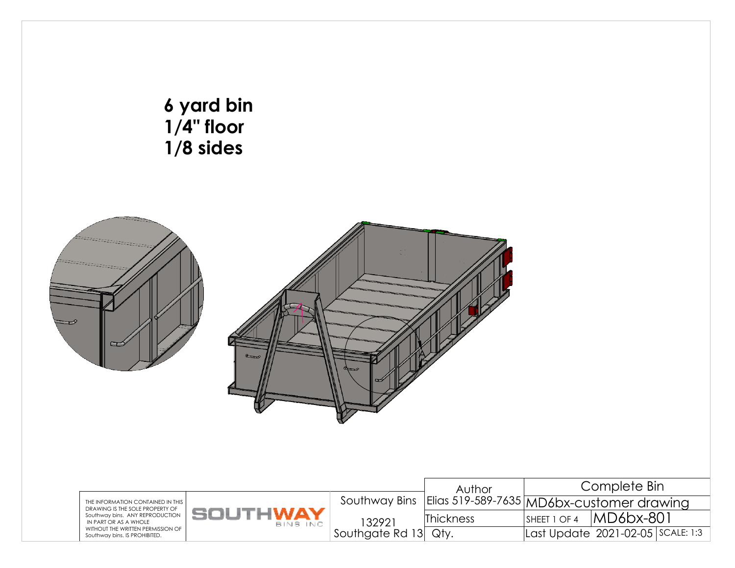**6 yard bin**
**1/4" floor**
**1/8 sides**

THE INFORMATION CONTAINED IN THIS DRAWING IS THE SOLE PROPERTY OF Southway bins. ANY REPRODUCTION IN PART OR AS A WHOLE WITHOUT THE WRITTEN PERMISSION OF Southway bins. IS PROHIBITED.

SOUTHWAY BINS INC

| Southway Bins | Author | Complete Bin | |
|---|---|---|---|
| 132921 Southgate Rd 13 | Elias 519-589-7635 | MD6bx-customer drawing | |
| | Thickness | SHEET 1 OF 4 | MD6bx-801 |
| | Qty. | Last Update 2021-02-05 | SCALE: 1:3 |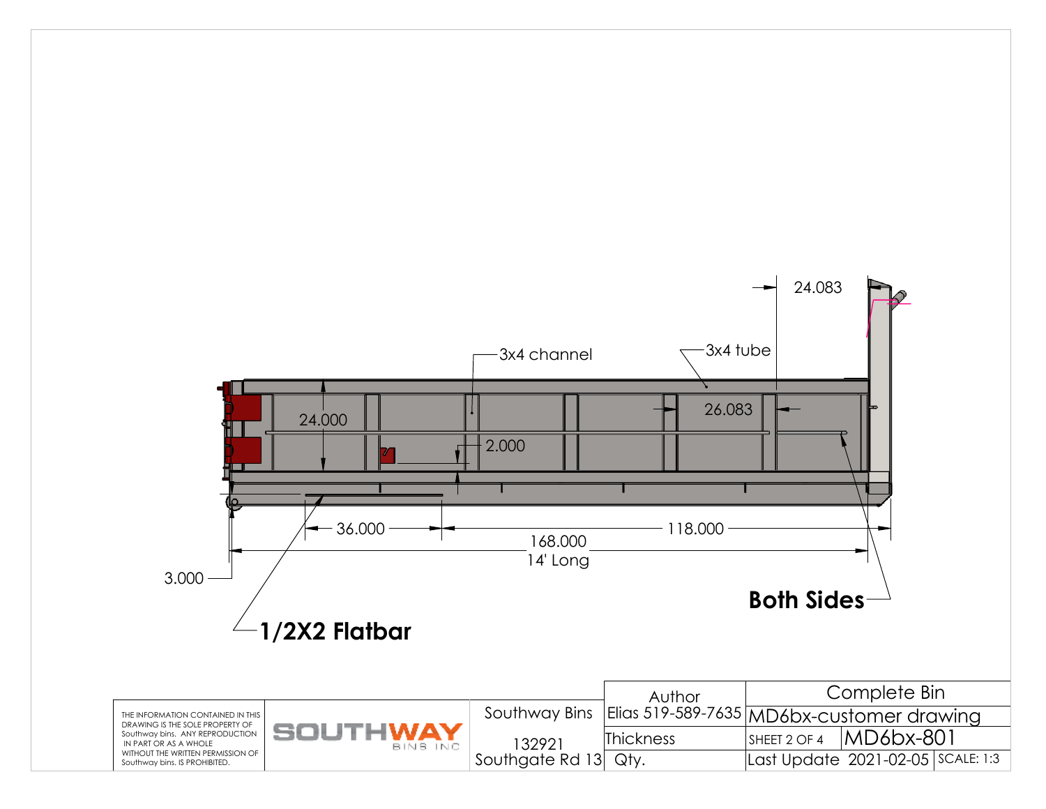24.083

3x4 channel

3x4 tube

24.000

26.083

2.000

36.000

168.000

14' Long

118.000

3.000

**Both Sides**

**1/2X2 Flatbar**

| THE INFORMATION CONTAINED IN THIS DRAWING IS THE SOLE PROPERTY OF Southway bins. ANY REPRODUCTION IN PART OR AS A WHOLE WITHOUT THE WRITTEN PERMISSION OF Southway bins. IS PROHIBITED. | SOUTHWAY BINS INC | Southway Bins 132921 Southgate Rd 13 | Author Elias 519-589-7635 | Complete Bin MD6bx-customer drawing | |
|---|---|---|---|---|---|
| | | | Thickness | SHEET 2 OF 4 | MD6bx-801 |
| | | | Qty. | Last Update 2021-02-05 | SCALE: 1:3 |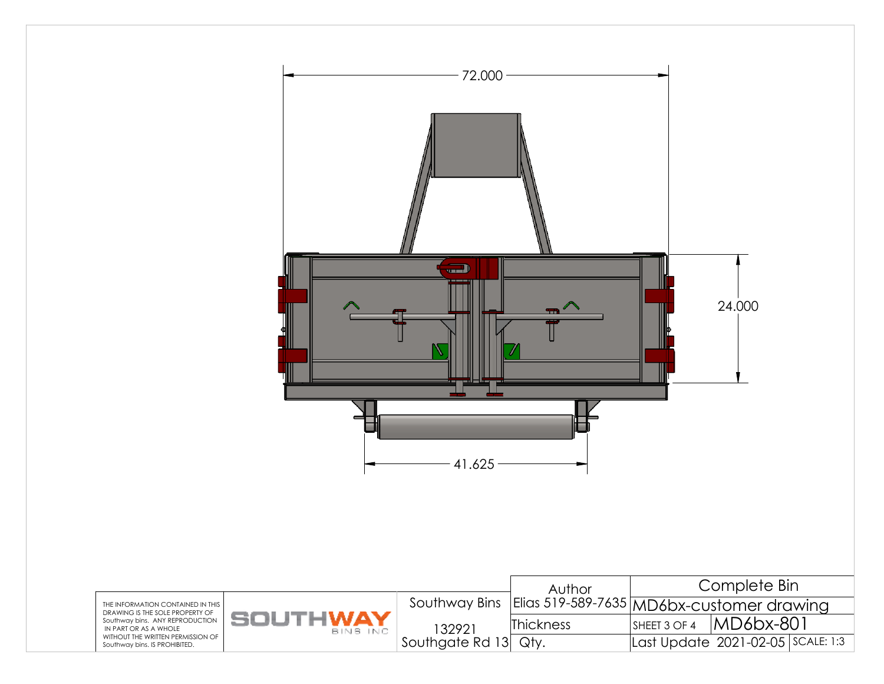72.000

24.000

41.625

THE INFORMATION CONTAINED IN THIS DRAWING IS THE SOLE PROPERTY OF Southway bins. ANY REPRODUCTION IN PART OR AS A WHOLE WITHOUT THE WRITTEN PERMISSION OF Southway bins. IS PROHIBITED.

SOUTHWAY BINS INC

| Southway Bins | Author | Complete Bin | |
|---|---|---|---|
| 132921 Southgate Rd 13 | Elias 519-589-7635 | MD6bx-customer drawing | |
| | Thickness | SHEET 3 OF 4 | MD6bx-801 |
| | Qty. | Last Update 2021-02-05 | SCALE: 1:3 |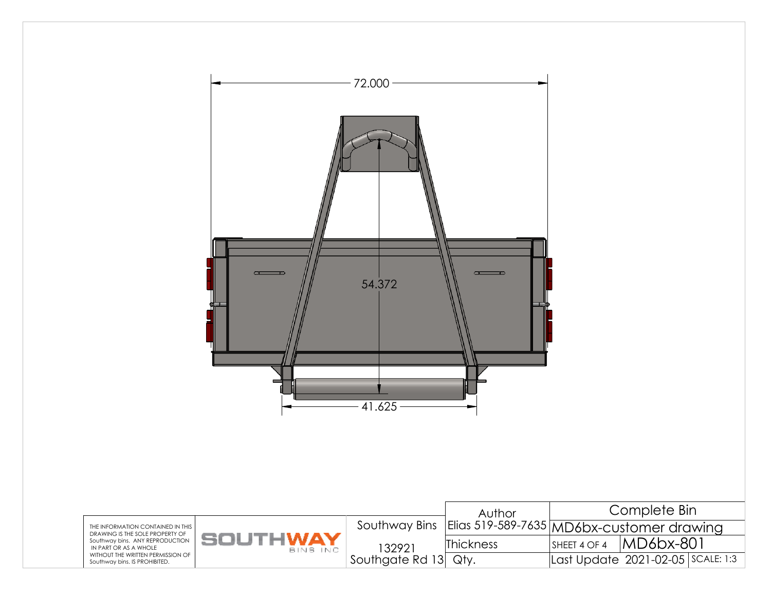72.000

54.372

41.625

THE INFORMATION CONTAINED IN THIS DRAWING IS THE SOLE PROPERTY OF Southway bins. ANY REPRODUCTION IN PART OR AS A WHOLE WITHOUT THE WRITTEN PERMISSION OF Southway bins. IS PROHIBITED.

SOUTHWAY BINS INC

| | | | |
|---|---|---|---|
| Southway Bins | Author | Complete Bin | |
| 132921 Southgate Rd 13 | Elias 519-589-7635 | MD6bx-customer drawing | |
| | Thickness | SHEET 4 OF 4 | MD6bx-801 |
| | Qty. | Last Update 2021-02-05 | SCALE: 1:3 |